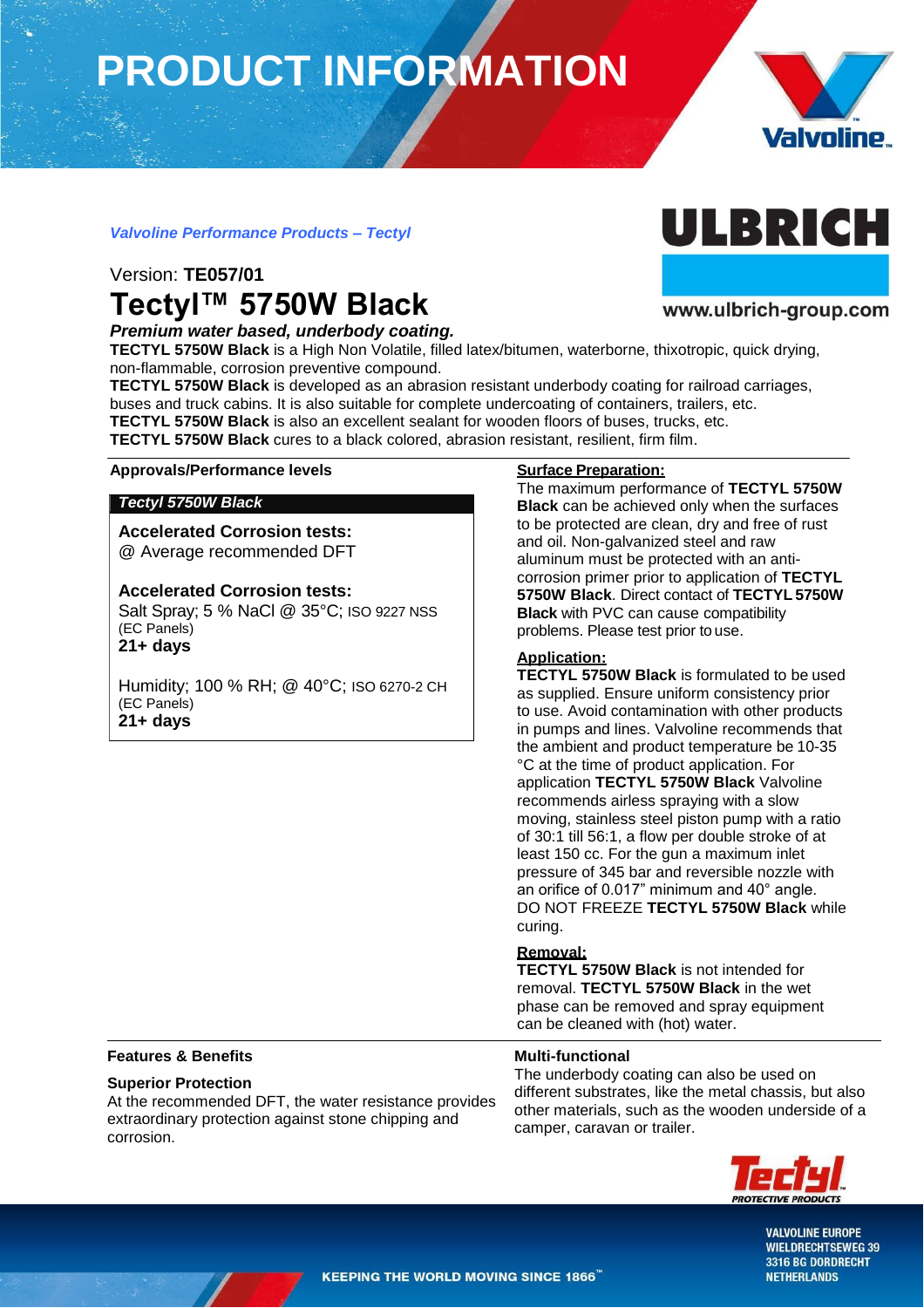# PRODUCT INFORMATION

*Valvoline Performance Products – Tectyl*

ULBRICH

www.ulbrich-group.com

Version: **TE057/01**

# Tectyl™ 5750W Black

***Premium water based, underbody coating.***

**TECTYL 5750W Black** is a High Non Volatile, filled latex/bitumen, waterborne, thixotropic, quick drying, non-flammable, corrosion preventive compound.
**TECTYL 5750W Black** is developed as an abrasion resistant underbody coating for railroad carriages, buses and truck cabins. It is also suitable for complete undercoating of containers, trailers, etc.
**TECTYL 5750W Black** is also an excellent sealant for wooden floors of buses, trucks, etc.
**TECTYL 5750W Black** cures to a black colored, abrasion resistant, resilient, firm film.

## Approvals/Performance levels

***Tectyl 5750W Black***

**Accelerated Corrosion tests:**
@ Average recommended DFT

**Accelerated Corrosion tests:**
Salt Spray; 5 % NaCl @ 35°C; ISO 9227 NSS (EC Panels)
**21+ days**

Humidity; 100 % RH; @ 40°C; ISO 6270-2 CH (EC Panels)
**21+ days**

## Surface Preparation:

The maximum performance of **TECTYL 5750W Black** can be achieved only when the surfaces to be protected are clean, dry and free of rust and oil. Non-galvanized steel and raw aluminum must be protected with an anti-corrosion primer prior to application of **TECTYL 5750W Black**. Direct contact of **TECTYL 5750W Black** with PVC can cause compatibility problems. Please test prior to use.

## Application:

**TECTYL 5750W Black** is formulated to be used as supplied. Ensure uniform consistency prior to use. Avoid contamination with other products in pumps and lines. Valvoline recommends that the ambient and product temperature be 10-35 °C at the time of product application. For application **TECTYL 5750W Black** Valvoline recommends airless spraying with a slow moving, stainless steel piston pump with a ratio of 30:1 till 56:1, a flow per double stroke of at least 150 cc. For the gun a maximum inlet pressure of 345 bar and reversible nozzle with an orifice of 0.017" minimum and 40° angle. DO NOT FREEZE **TECTYL 5750W Black** while curing.

## Removal:

**TECTYL 5750W Black** is not intended for removal. **TECTYL 5750W Black** in the wet phase can be removed and spray equipment can be cleaned with (hot) water.

## Features & Benefits

### Superior Protection

At the recommended DFT, the water resistance provides extraordinary protection against stone chipping and corrosion.

### Multi-functional

The underbody coating can also be used on different substrates, like the metal chassis, but also other materials, such as the wooden underside of a camper, caravan or trailer.

KEEPING THE WORLD MOVING SINCE 1866™

VALVOLINE EUROPE
WIELDRECHTSEWEG 39
3316 BG DORDRECHT
NETHERLANDS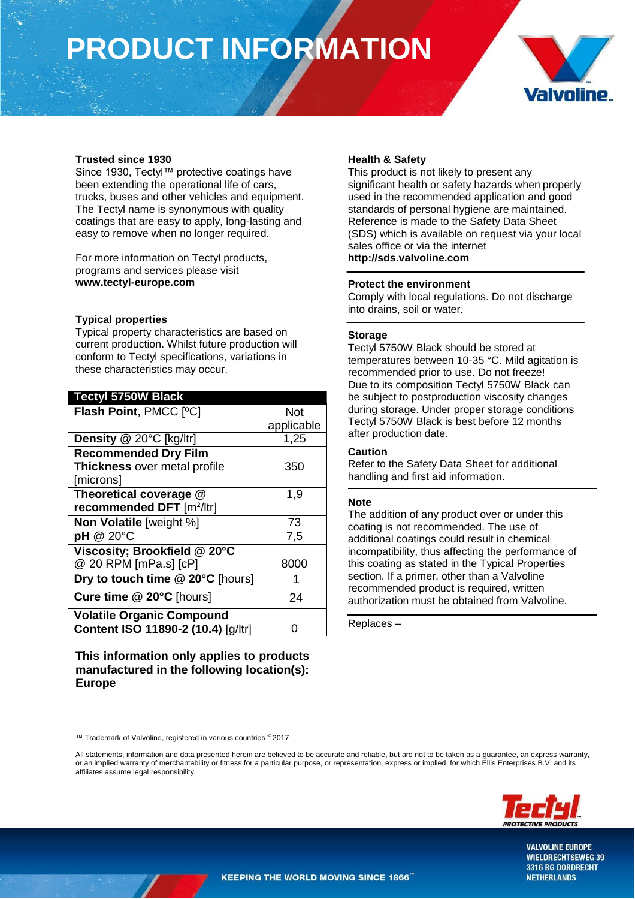# PRODUCT INFORMATION

**Trusted since 1930**

Since 1930, Tectyl™ protective coatings have been extending the operational life of cars, trucks, buses and other vehicles and equipment. The Tectyl name is synonymous with quality coatings that are easy to apply, long-lasting and easy to remove when no longer required.

For more information on Tectyl products, programs and services please visit **www.tectyl-europe.com**

**Typical properties**

Typical property characteristics are based on current production. Whilst future production will conform to Tectyl specifications, variations in these characteristics may occur.

| **Tectyl 5750W Black** | |
|---|---|
| **Flash Point**, PMCC [ºC] | Not applicable |
| **Density** @ 20°C [kg/ltr] | 1,25 |
| **Recommended Dry Film Thickness** over metal profile [microns] | 350 |
| **Theoretical coverage @ recommended DFT** [m²/ltr] | 1,9 |
| **Non Volatile** [weight %] | 73 |
| **pH** @ 20°C | 7,5 |
| **Viscosity; Brookfield @ 20°C** @ 20 RPM [mPa.s] [cP] | 8000 |
| **Dry to touch time @ 20°C** [hours] | 1 |
| **Cure time @ 20°C** [hours] | 24 |
| **Volatile Organic Compound Content ISO 11890-2 (10.4)** [g/ltr] | 0 |

**This information only applies to products manufactured in the following location(s): Europe**

**Health & Safety**

This product is not likely to present any significant health or safety hazards when properly used in the recommended application and good standards of personal hygiene are maintained. Reference is made to the Safety Data Sheet (SDS) which is available on request via your local sales office or via the internet **http://sds.valvoline.com**

**Protect the environment**

Comply with local regulations. Do not discharge into drains, soil or water.

**Storage**

Tectyl 5750W Black should be stored at temperatures between 10-35 °C. Mild agitation is recommended prior to use. Do not freeze! Due to its composition Tectyl 5750W Black can be subject to postproduction viscosity changes during storage. Under proper storage conditions Tectyl 5750W Black is best before 12 months after production date.

**Caution**

Refer to the Safety Data Sheet for additional handling and first aid information.

**Note**

The addition of any product over or under this coating is not recommended. The use of additional coatings could result in chemical incompatibility, thus affecting the performance of this coating as stated in the Typical Properties section. If a primer, other than a Valvoline recommended product is required, written authorization must be obtained from Valvoline.

Replaces –

™ Trademark of Valvoline, registered in various countries © 2017

All statements, information and data presented herein are believed to be accurate and reliable, but are not to be taken as a guarantee, an express warranty, or an implied warranty of merchantability or fitness for a particular purpose, or representation, express or implied, for which Ellis Enterprises B.V. and its affiliates assume legal responsibility.

KEEPING THE WORLD MOVING SINCE 1866™

VALVOLINE EUROPE
WIELDRECHTSEWEG 39
3316 BG DORDRECHT
NETHERLANDS